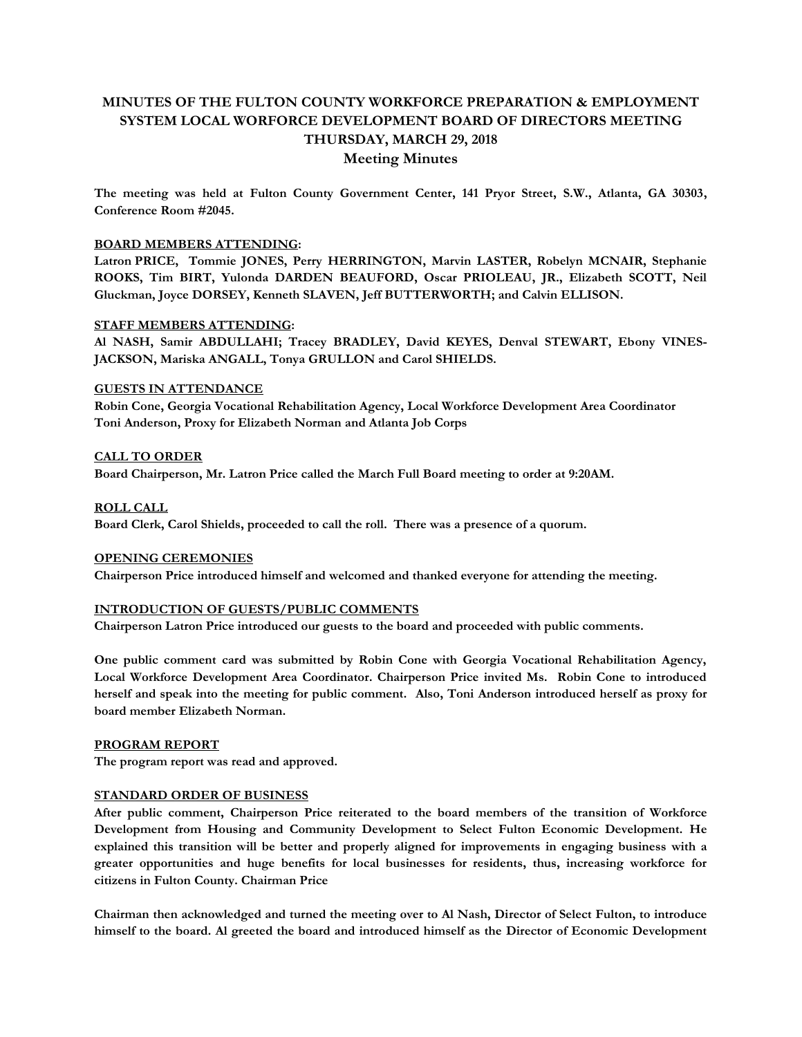# MINUTES OF THE FULTON COUNTY WORKFORCE PREPARATION & EMPLOYMENT SYSTEM LOCAL WORFORCE DEVELOPMENT BOARD OF DIRECTORS MEETING THURSDAY, MARCH 29, 2018

## Meeting Minutes

**The meeting was held at Fulton County Government Center, 141 Pryor Street, S.W., Atlanta, GA 30303, Conference Room #2045.**

**BOARD MEMBERS ATTENDING:**

**Latron PRICE, Tommie JONES, Perry HERRINGTON, Marvin LASTER, Robelyn MCNAIR, Stephanie ROOKS, Tim BIRT, Yulonda DARDEN BEAUFORD, Oscar PRIOLEAU, JR., Elizabeth SCOTT, Neil Gluckman, Joyce DORSEY, Kenneth SLAVEN, Jeff BUTTERWORTH; and Calvin ELLISON.**

**STAFF MEMBERS ATTENDING:**

**Al NASH, Samir ABDULLAHI; Tracey BRADLEY, David KEYES, Denval STEWART, Ebony VINES-JACKSON, Mariska ANGALL, Tonya GRULLON and Carol SHIELDS.**

**GUESTS IN ATTENDANCE**

**Robin Cone, Georgia Vocational Rehabilitation Agency, Local Workforce Development Area Coordinator**
**Toni Anderson, Proxy for Elizabeth Norman and Atlanta Job Corps**

**CALL TO ORDER**

**Board Chairperson, Mr. Latron Price called the March Full Board meeting to order at 9:20AM.**

**ROLL CALL**

**Board Clerk, Carol Shields, proceeded to call the roll. There was a presence of a quorum.**

**OPENING CEREMONIES**

**Chairperson Price introduced himself and welcomed and thanked everyone for attending the meeting.**

**INTRODUCTION OF GUESTS/PUBLIC COMMENTS**

**Chairperson Latron Price introduced our guests to the board and proceeded with public comments.**

**One public comment card was submitted by Robin Cone with Georgia Vocational Rehabilitation Agency, Local Workforce Development Area Coordinator. Chairperson Price invited Ms. Robin Cone to introduced herself and speak into the meeting for public comment. Also, Toni Anderson introduced herself as proxy for board member Elizabeth Norman.**

**PROGRAM REPORT**

**The program report was read and approved.**

**STANDARD ORDER OF BUSINESS**

**After public comment, Chairperson Price reiterated to the board members of the transition of Workforce Development from Housing and Community Development to Select Fulton Economic Development. He explained this transition will be better and properly aligned for improvements in engaging business with a greater opportunities and huge benefits for local businesses for residents, thus, increasing workforce for citizens in Fulton County. Chairman Price**

**Chairman then acknowledged and turned the meeting over to Al Nash, Director of Select Fulton, to introduce himself to the board. Al greeted the board and introduced himself as the Director of Economic Development**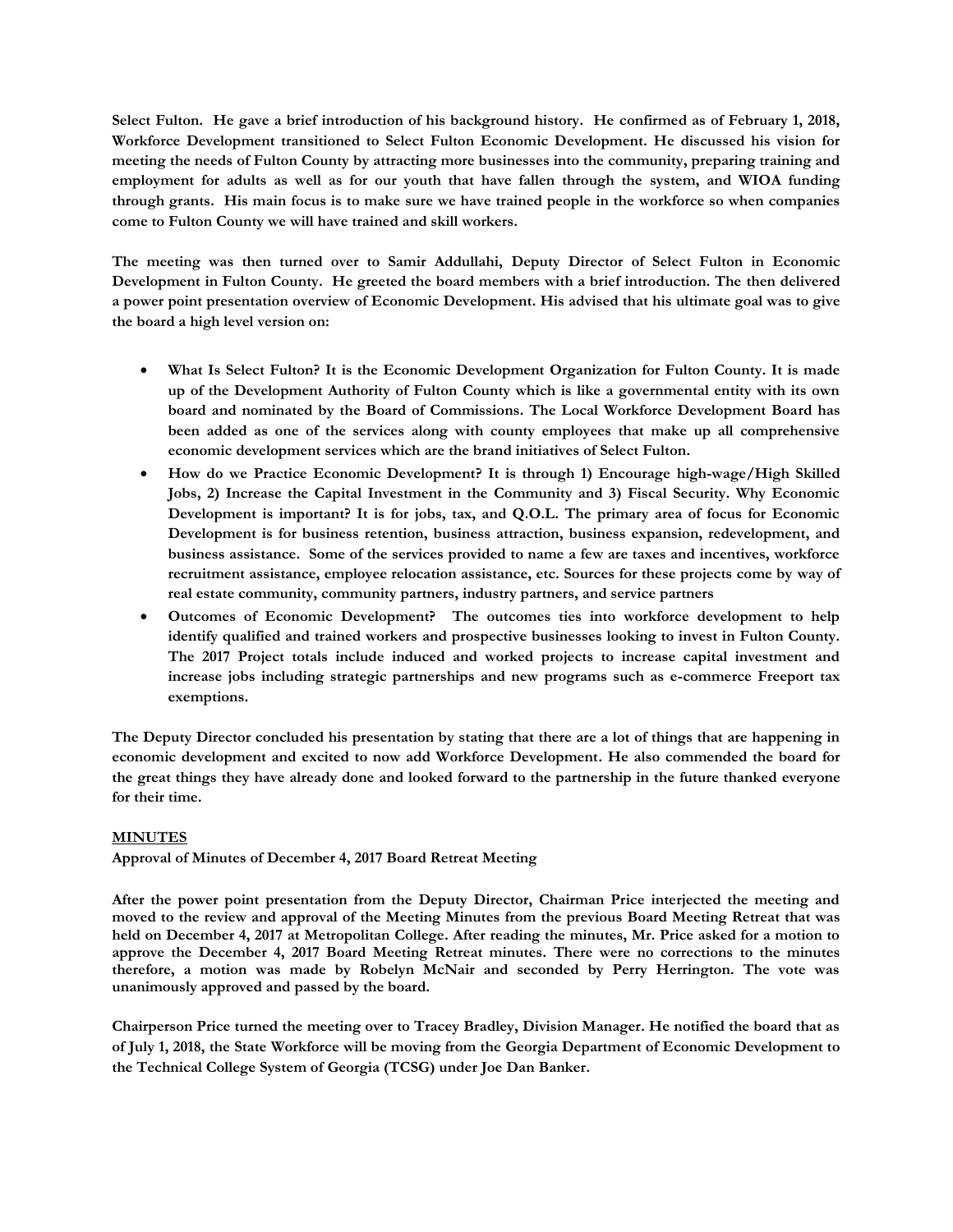**Select Fulton. He gave a brief introduction of his background history. He confirmed as of February 1, 2018, Workforce Development transitioned to Select Fulton Economic Development. He discussed his vision for meeting the needs of Fulton County by attracting more businesses into the community, preparing training and employment for adults as well as for our youth that have fallen through the system, and WIOA funding through grants. His main focus is to make sure we have trained people in the workforce so when companies come to Fulton County we will have trained and skill workers.**

**The meeting was then turned over to Samir Addullahi, Deputy Director of Select Fulton in Economic Development in Fulton County. He greeted the board members with a brief introduction. The then delivered a power point presentation overview of Economic Development. His advised that his ultimate goal was to give the board a high level version on:**

- **What Is Select Fulton? It is the Economic Development Organization for Fulton County. It is made up of the Development Authority of Fulton County which is like a governmental entity with its own board and nominated by the Board of Commissions. The Local Workforce Development Board has been added as one of the services along with county employees that make up all comprehensive economic development services which are the brand initiatives of Select Fulton.**
- **How do we Practice Economic Development? It is through 1) Encourage high-wage/High Skilled Jobs, 2) Increase the Capital Investment in the Community and 3) Fiscal Security. Why Economic Development is important? It is for jobs, tax, and Q.O.L. The primary area of focus for Economic Development is for business retention, business attraction, business expansion, redevelopment, and business assistance. Some of the services provided to name a few are taxes and incentives, workforce recruitment assistance, employee relocation assistance, etc. Sources for these projects come by way of real estate community, community partners, industry partners, and service partners**
- **Outcomes of Economic Development? The outcomes ties into workforce development to help identify qualified and trained workers and prospective businesses looking to invest in Fulton County. The 2017 Project totals include induced and worked projects to increase capital investment and increase jobs including strategic partnerships and new programs such as e-commerce Freeport tax exemptions.**

**The Deputy Director concluded his presentation by stating that there are a lot of things that are happening in economic development and excited to now add Workforce Development. He also commended the board for the great things they have already done and looked forward to the partnership in the future thanked everyone for their time.**

## <u>MINUTES</u>

**Approval of Minutes of December 4, 2017 Board Retreat Meeting**

**After the power point presentation from the Deputy Director, Chairman Price interjected the meeting and moved to the review and approval of the Meeting Minutes from the previous Board Meeting Retreat that was held on December 4, 2017 at Metropolitan College. After reading the minutes, Mr. Price asked for a motion to approve the December 4, 2017 Board Meeting Retreat minutes. There were no corrections to the minutes therefore, a motion was made by Robelyn McNair and seconded by Perry Herrington. The vote was unanimously approved and passed by the board.**

**Chairperson Price turned the meeting over to Tracey Bradley, Division Manager. He notified the board that as of July 1, 2018, the State Workforce will be moving from the Georgia Department of Economic Development to the Technical College System of Georgia (TCSG) under Joe Dan Banker.**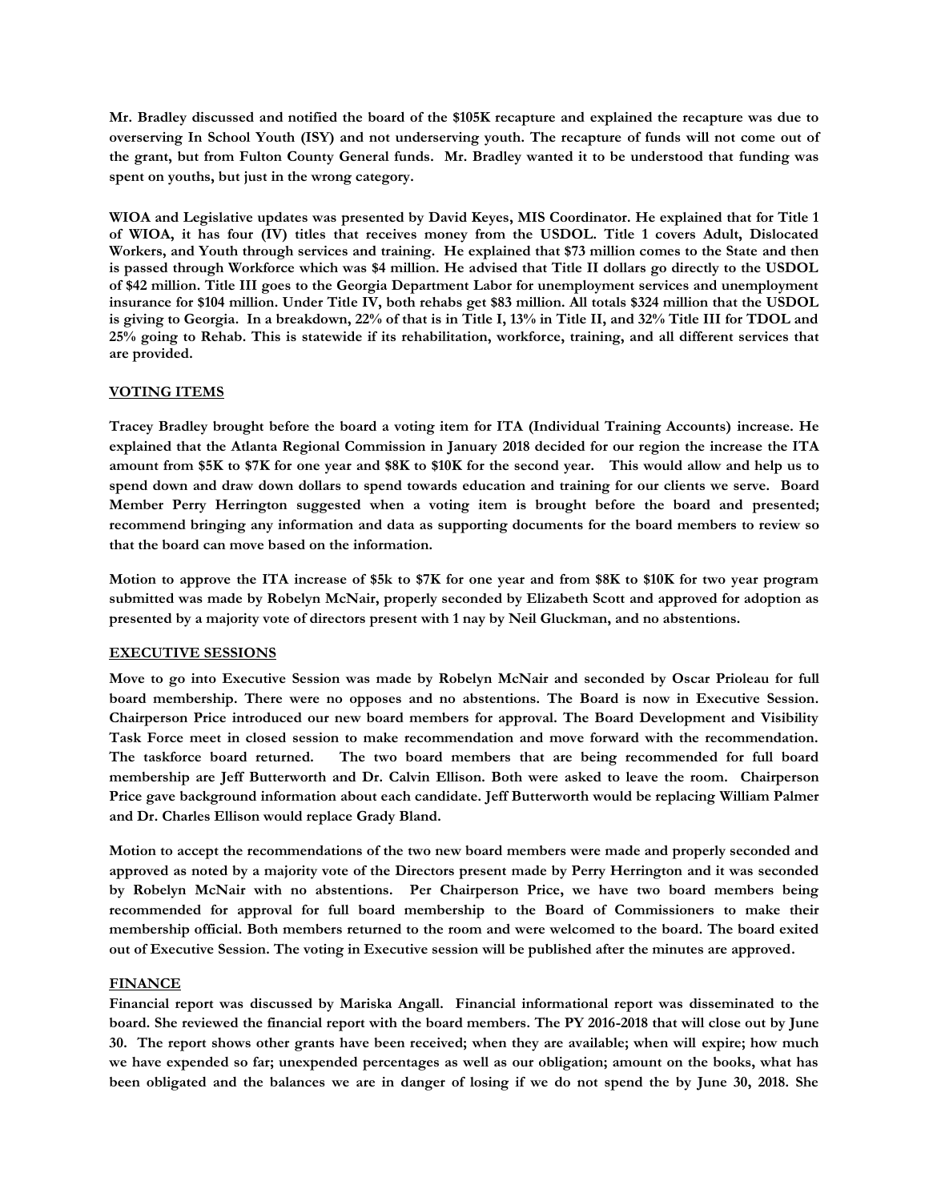**Mr. Bradley discussed and notified the board of the $105K recapture and explained the recapture was due to overserving In School Youth (ISY) and not underserving youth. The recapture of funds will not come out of the grant, but from Fulton County General funds. Mr. Bradley wanted it to be understood that funding was spent on youths, but just in the wrong category.**

**WIOA and Legislative updates was presented by David Keyes, MIS Coordinator. He explained that for Title 1 of WIOA, it has four (IV) titles that receives money from the USDOL. Title 1 covers Adult, Dislocated Workers, and Youth through services and training. He explained that $73 million comes to the State and then is passed through Workforce which was $4 million. He advised that Title II dollars go directly to the USDOL of $42 million. Title III goes to the Georgia Department Labor for unemployment services and unemployment insurance for $104 million. Under Title IV, both rehabs get $83 million. All totals $324 million that the USDOL is giving to Georgia. In a breakdown, 22% of that is in Title I, 13% in Title II, and 32% Title III for TDOL and 25% going to Rehab. This is statewide if its rehabilitation, workforce, training, and all different services that are provided.**

## VOTING ITEMS

**Tracey Bradley brought before the board a voting item for ITA (Individual Training Accounts) increase. He explained that the Atlanta Regional Commission in January 2018 decided for our region the increase the ITA amount from $5K to $7K for one year and $8K to $10K for the second year. This would allow and help us to spend down and draw down dollars to spend towards education and training for our clients we serve. Board Member Perry Herrington suggested when a voting item is brought before the board and presented; recommend bringing any information and data as supporting documents for the board members to review so that the board can move based on the information.**

**Motion to approve the ITA increase of $5k to $7K for one year and from $8K to $10K for two year program submitted was made by Robelyn McNair, properly seconded by Elizabeth Scott and approved for adoption as presented by a majority vote of directors present with 1 nay by Neil Gluckman, and no abstentions.**

## EXECUTIVE SESSIONS

**Move to go into Executive Session was made by Robelyn McNair and seconded by Oscar Prioleau for full board membership. There were no opposes and no abstentions. The Board is now in Executive Session. Chairperson Price introduced our new board members for approval. The Board Development and Visibility Task Force meet in closed session to make recommendation and move forward with the recommendation. The taskforce board returned. The two board members that are being recommended for full board membership are Jeff Butterworth and Dr. Calvin Ellison. Both were asked to leave the room. Chairperson Price gave background information about each candidate. Jeff Butterworth would be replacing William Palmer and Dr. Charles Ellison would replace Grady Bland.**

**Motion to accept the recommendations of the two new board members were made and properly seconded and approved as noted by a majority vote of the Directors present made by Perry Herrington and it was seconded by Robelyn McNair with no abstentions. Per Chairperson Price, we have two board members being recommended for approval for full board membership to the Board of Commissioners to make their membership official. Both members returned to the room and were welcomed to the board. The board exited out of Executive Session. The voting in Executive session will be published after the minutes are approved.**

## FINANCE

**Financial report was discussed by Mariska Angall. Financial informational report was disseminated to the board. She reviewed the financial report with the board members. The PY 2016-2018 that will close out by June 30. The report shows other grants have been received; when they are available; when will expire; how much we have expended so far; unexpended percentages as well as our obligation; amount on the books, what has been obligated and the balances we are in danger of losing if we do not spend the by June 30, 2018. She**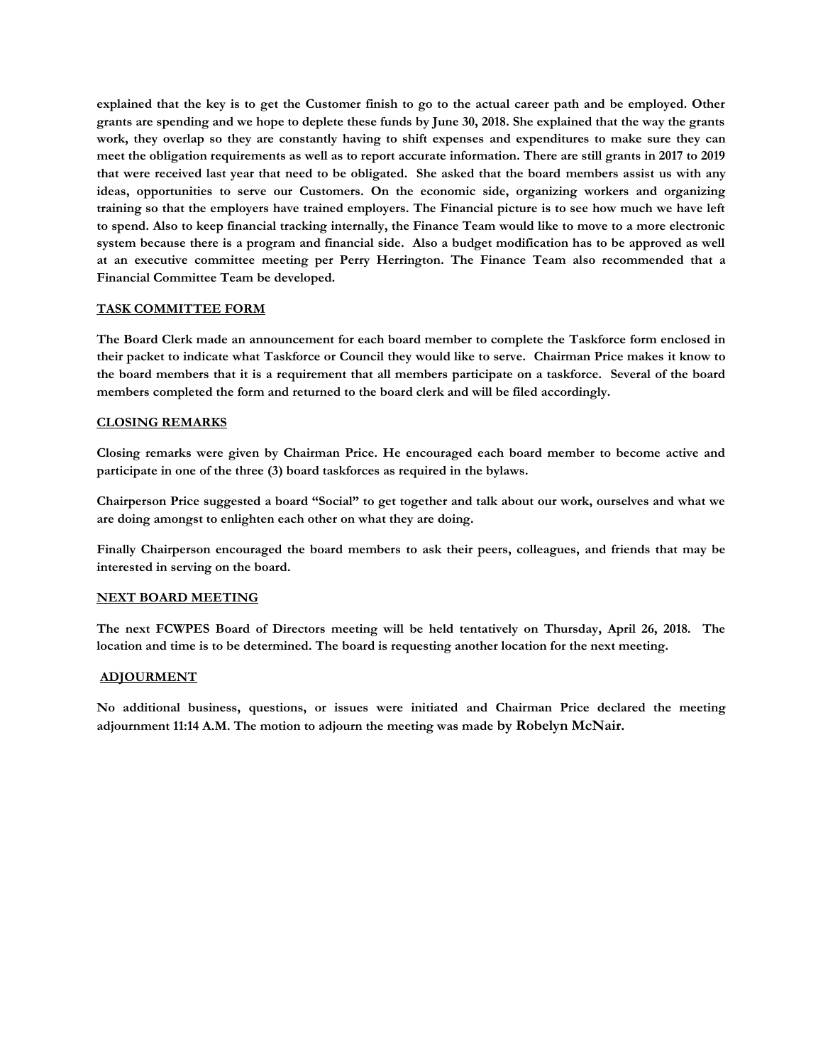**explained that the key is to get the Customer finish to go to the actual career path and be employed. Other grants are spending and we hope to deplete these funds by June 30, 2018. She explained that the way the grants work, they overlap so they are constantly having to shift expenses and expenditures to make sure they can meet the obligation requirements as well as to report accurate information. There are still grants in 2017 to 2019 that were received last year that need to be obligated. She asked that the board members assist us with any ideas, opportunities to serve our Customers. On the economic side, organizing workers and organizing training so that the employers have trained employers. The Financial picture is to see how much we have left to spend. Also to keep financial tracking internally, the Finance Team would like to move to a more electronic system because there is a program and financial side. Also a budget modification has to be approved as well at an executive committee meeting per Perry Herrington. The Finance Team also recommended that a Financial Committee Team be developed.**

## TASK COMMITTEE FORM

**The Board Clerk made an announcement for each board member to complete the Taskforce form enclosed in their packet to indicate what Taskforce or Council they would like to serve. Chairman Price makes it know to the board members that it is a requirement that all members participate on a taskforce. Several of the board members completed the form and returned to the board clerk and will be filed accordingly.**

## CLOSING REMARKS

**Closing remarks were given by Chairman Price. He encouraged each board member to become active and participate in one of the three (3) board taskforces as required in the bylaws.**

**Chairperson Price suggested a board "Social" to get together and talk about our work, ourselves and what we are doing amongst to enlighten each other on what they are doing.**

**Finally Chairperson encouraged the board members to ask their peers, colleagues, and friends that may be interested in serving on the board.**

## NEXT BOARD MEETING

**The next FCWPES Board of Directors meeting will be held tentatively on Thursday, April 26, 2018. The location and time is to be determined. The board is requesting another location for the next meeting.**

## ADJOURMENT

**No additional business, questions, or issues were initiated and Chairman Price declared the meeting adjournment 11:14 A.M. The motion to adjourn the meeting was made by Robelyn McNair.**